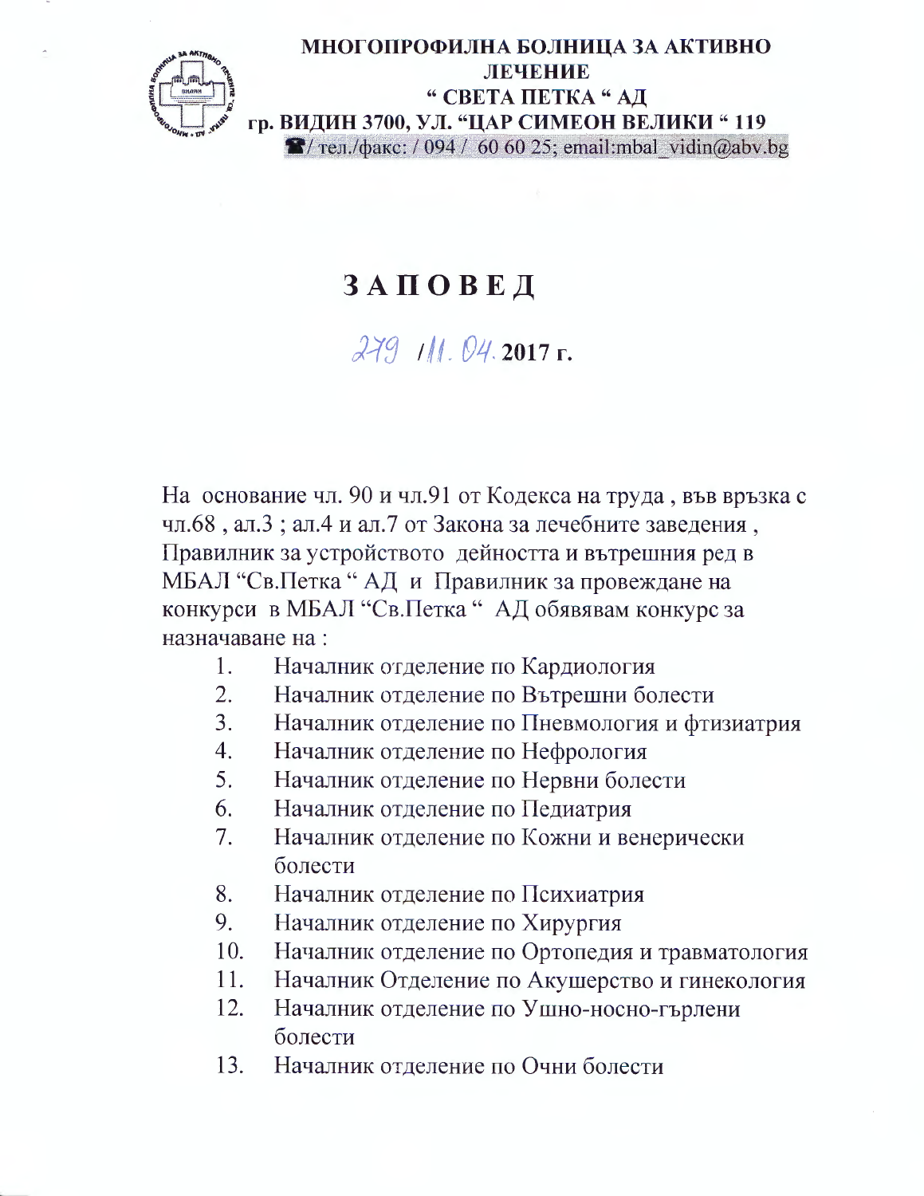**МНОГОПРОФИЛНА БОЛНИЦА ЗА АКТИВНО ЛЕЧЕНИЕ**
**" СВЕТА ПЕТКА " АД**
**гр. ВИДИН 3700, УЛ. "ЦАР СИМЕОН ВЕЛИКИ " 119**
тел./факс: / 094 / 60 60 25; email:mbal_vidin@abv.bg

# З А П О В Е Д

279 / 11. 04. **2017 г.**

На основание чл. 90 и чл.91 от Кодекса на труда , във връзка с чл.68 , ал.3 ; ал.4 и ал.7 от Закона за лечебните заведения , Правилник за устройството дейността и вътрешния ред в МБАЛ "Св.Петка " АД и Правилник за провеждане на конкурси в МБАЛ "Св.Петка " АД обявявам конкурс за назначаване на :

1. Началник отделение по Кардиология
2. Началник отделение по Вътрешни болести
3. Началник отделение по Пневмология и фтизиатрия
4. Началник отделение по Нефрология
5. Началник отделение по Нервни болести
6. Началник отделение по Педиатрия
7. Началник отделение по Кожни и венерически болести
8. Началник отделение по Психиатрия
9. Началник отделение по Хирургия
10. Началник отделение по Ортопедия и травматология
11. Началник Отделение по Акушерство и гинекология
12. Началник отделение по Ушно-носно-гърлени болести
13. Началник отделение по Очни болести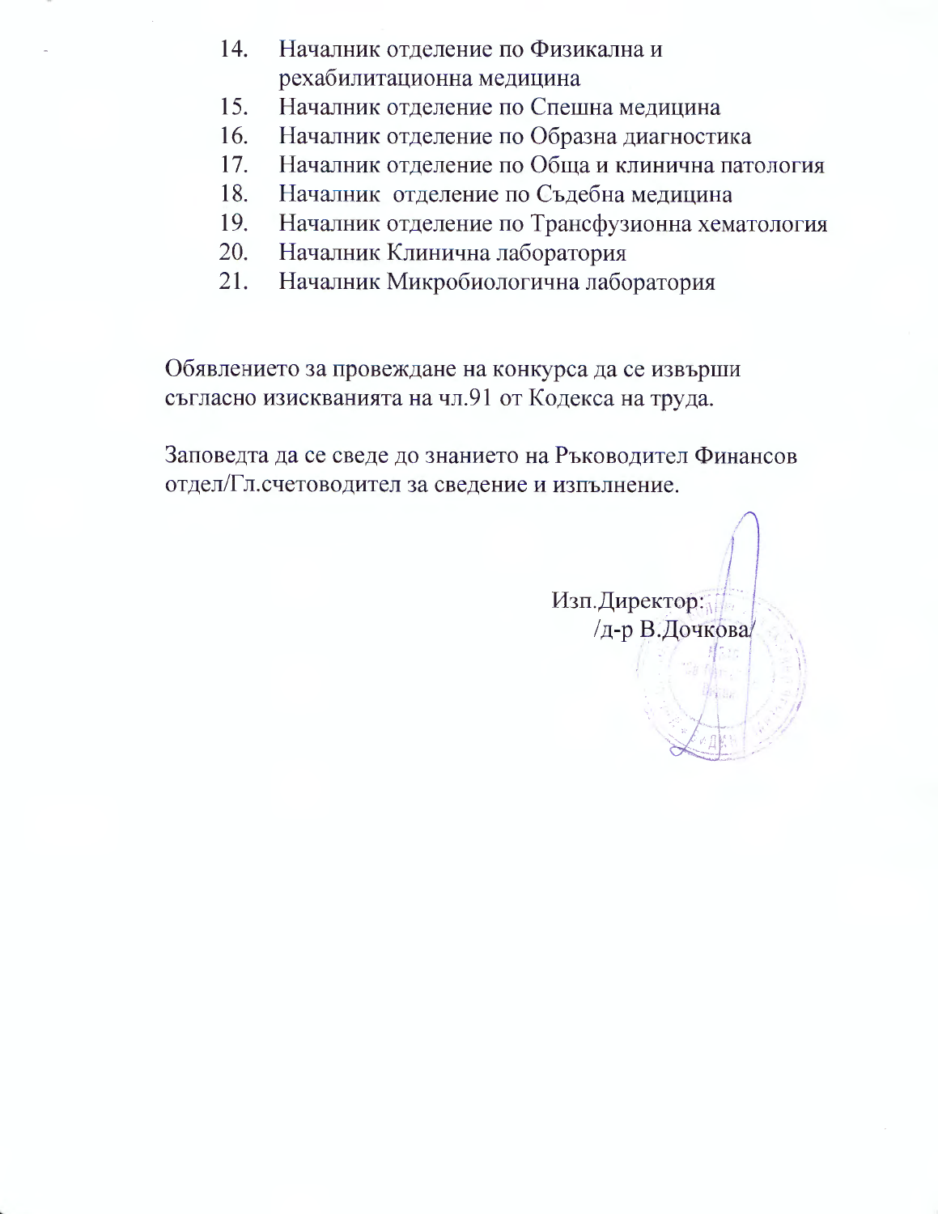14. Началник отделение по Физикална и рехабилитационна медицина
15. Началник отделение по Спешна медицина
16. Началник отделение по Образна диагностика
17. Началник отделение по Обща и клинична патология
18. Началник отделение по Съдебна медицина
19. Началник отделение по Трансфузионна хематология
20. Началник Клинична лаборатория
21. Началник Микробиологична лаборатория

Обявлението за провеждане на конкурса да се извърши съгласно изискванията на чл.91 от Кодекса на труда.

Заповедта да се сведе до знанието на Ръководител Финансов отдел/Гл.счетоводител за сведение и изпълнение.

Изп.Директор:
/д-р В.Дочкова/